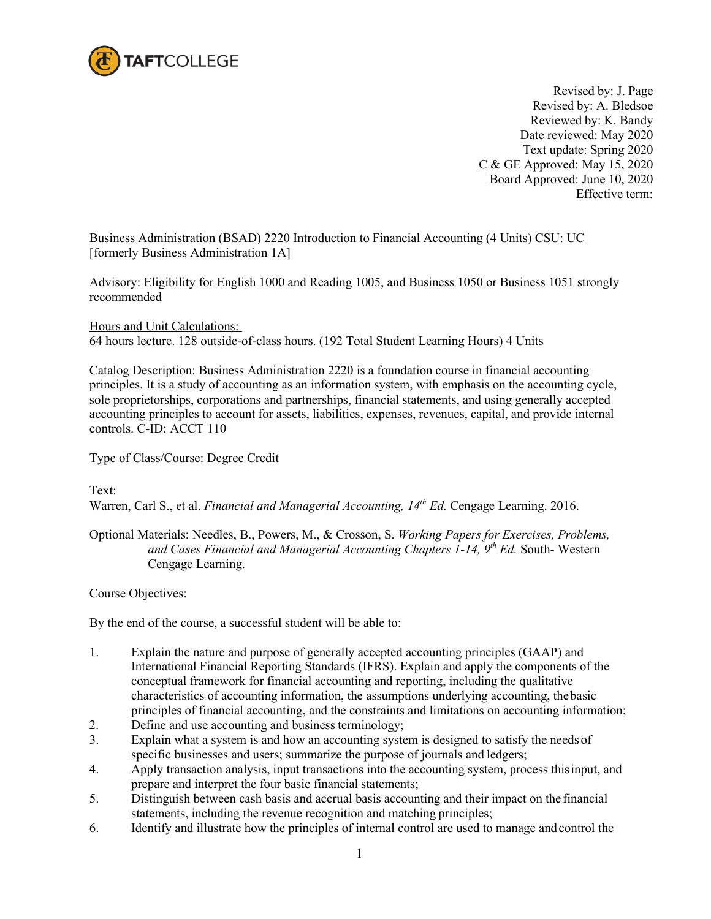TAFTCOLLEGE

Revised by: J. Page
Revised by: A. Bledsoe
Reviewed by: K. Bandy
Date reviewed: May 2020
Text update: Spring 2020
C & GE Approved: May 15, 2020
Board Approved: June 10, 2020
Effective term:

Business Administration (BSAD) 2220 Introduction to Financial Accounting (4 Units) CSU: UC
[formerly Business Administration 1A]

Advisory: Eligibility for English 1000 and Reading 1005, and Business 1050 or Business 1051 strongly recommended

Hours and Unit Calculations:
64 hours lecture. 128 outside-of-class hours. (192 Total Student Learning Hours) 4 Units

Catalog Description: Business Administration 2220 is a foundation course in financial accounting principles. It is a study of accounting as an information system, with emphasis on the accounting cycle, sole proprietorships, corporations and partnerships, financial statements, and using generally accepted accounting principles to account for assets, liabilities, expenses, revenues, capital, and provide internal controls. C-ID: ACCT 110

Type of Class/Course: Degree Credit

Text:
Warren, Carl S., et al. *Financial and Managerial Accounting, 14th Ed.* Cengage Learning. 2016.

Optional Materials: Needles, B., Powers, M., & Crosson, S. *Working Papers for Exercises, Problems, and Cases Financial and Managerial Accounting Chapters 1-14, 9th Ed.* South- Western Cengage Learning.

Course Objectives:

By the end of the course, a successful student will be able to:

1. Explain the nature and purpose of generally accepted accounting principles (GAAP) and International Financial Reporting Standards (IFRS). Explain and apply the components of the conceptual framework for financial accounting and reporting, including the qualitative characteristics of accounting information, the assumptions underlying accounting, the basic principles of financial accounting, and the constraints and limitations on accounting information;
2. Define and use accounting and business terminology;
3. Explain what a system is and how an accounting system is designed to satisfy the needs of specific businesses and users; summarize the purpose of journals and ledgers;
4. Apply transaction analysis, input transactions into the accounting system, process this input, and prepare and interpret the four basic financial statements;
5. Distinguish between cash basis and accrual basis accounting and their impact on the financial statements, including the revenue recognition and matching principles;
6. Identify and illustrate how the principles of internal control are used to manage and control the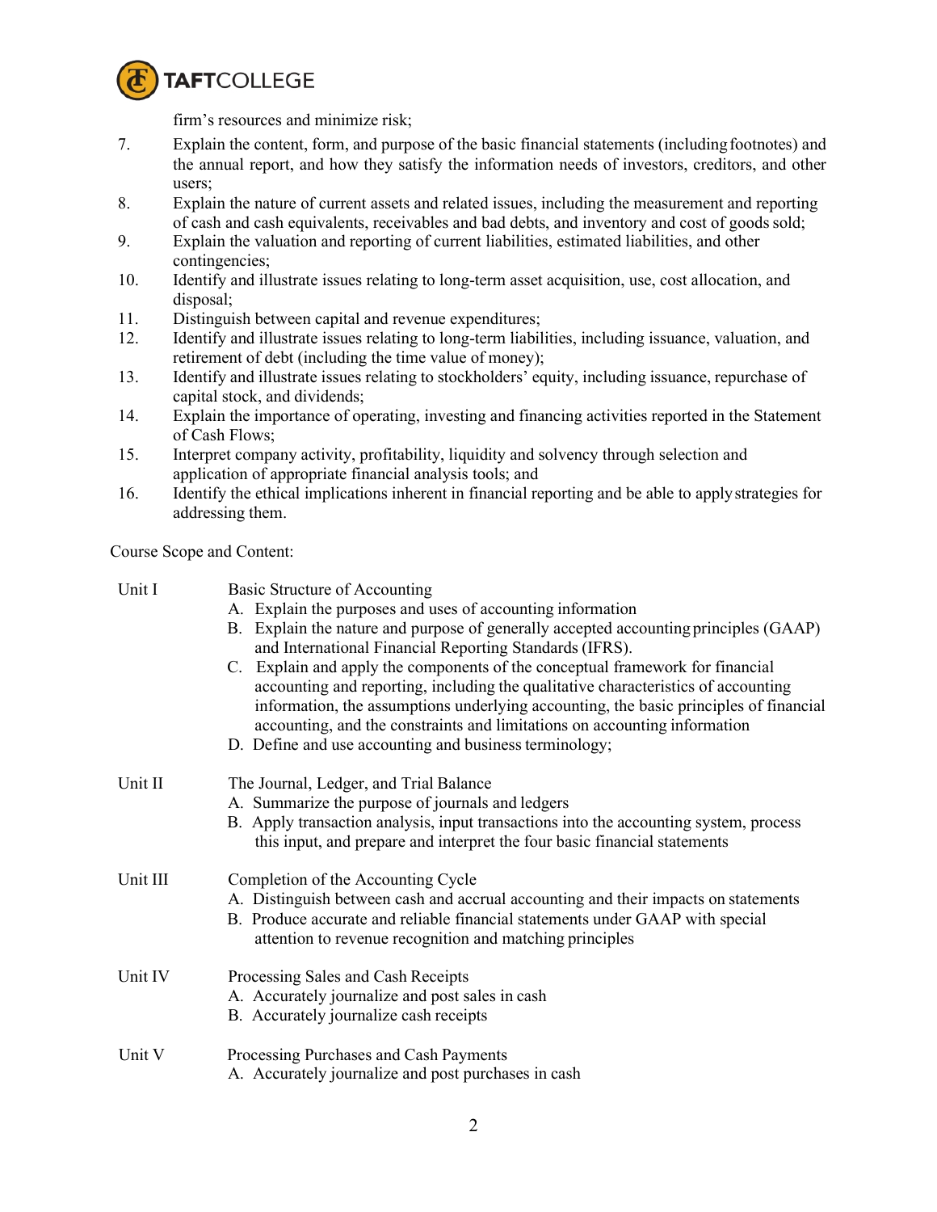firm's resources and minimize risk;

7. Explain the content, form, and purpose of the basic financial statements (including footnotes) and the annual report, and how they satisfy the information needs of investors, creditors, and other users;
8. Explain the nature of current assets and related issues, including the measurement and reporting of cash and cash equivalents, receivables and bad debts, and inventory and cost of goods sold;
9. Explain the valuation and reporting of current liabilities, estimated liabilities, and other contingencies;
10. Identify and illustrate issues relating to long-term asset acquisition, use, cost allocation, and disposal;
11. Distinguish between capital and revenue expenditures;
12. Identify and illustrate issues relating to long-term liabilities, including issuance, valuation, and retirement of debt (including the time value of money);
13. Identify and illustrate issues relating to stockholders' equity, including issuance, repurchase of capital stock, and dividends;
14. Explain the importance of operating, investing and financing activities reported in the Statement of Cash Flows;
15. Interpret company activity, profitability, liquidity and solvency through selection and application of appropriate financial analysis tools; and
16. Identify the ethical implications inherent in financial reporting and be able to apply strategies for addressing them.

Course Scope and Content:

Unit I — Basic Structure of Accounting
- A. Explain the purposes and uses of accounting information
- B. Explain the nature and purpose of generally accepted accounting principles (GAAP) and International Financial Reporting Standards (IFRS).
- C. Explain and apply the components of the conceptual framework for financial accounting and reporting, including the qualitative characteristics of accounting information, the assumptions underlying accounting, the basic principles of financial accounting, and the constraints and limitations on accounting information
- D. Define and use accounting and business terminology;

Unit II — The Journal, Ledger, and Trial Balance
- A. Summarize the purpose of journals and ledgers
- B. Apply transaction analysis, input transactions into the accounting system, process this input, and prepare and interpret the four basic financial statements

Unit III — Completion of the Accounting Cycle
- A. Distinguish between cash and accrual accounting and their impacts on statements
- B. Produce accurate and reliable financial statements under GAAP with special attention to revenue recognition and matching principles

Unit IV — Processing Sales and Cash Receipts
- A. Accurately journalize and post sales in cash
- B. Accurately journalize cash receipts

Unit V — Processing Purchases and Cash Payments
- A. Accurately journalize and post purchases in cash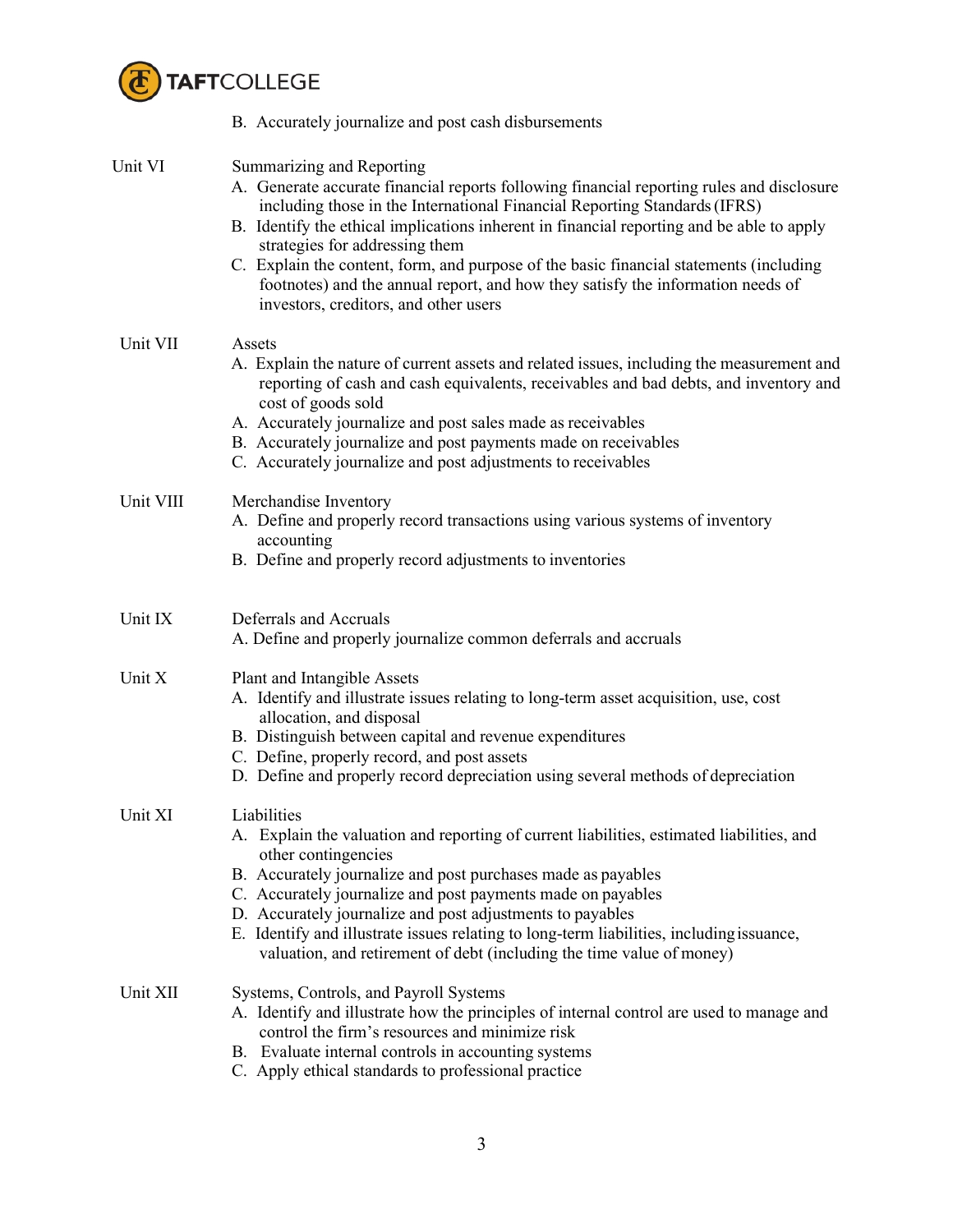B. Accurately journalize and post cash disbursements

Unit VI — Summarizing and Reporting

A. Generate accurate financial reports following financial reporting rules and disclosure including those in the International Financial Reporting Standards (IFRS)
B. Identify the ethical implications inherent in financial reporting and be able to apply strategies for addressing them
C. Explain the content, form, and purpose of the basic financial statements (including footnotes) and the annual report, and how they satisfy the information needs of investors, creditors, and other users

Unit VII — Assets

A. Explain the nature of current assets and related issues, including the measurement and reporting of cash and cash equivalents, receivables and bad debts, and inventory and cost of goods sold
A. Accurately journalize and post sales made as receivables
B. Accurately journalize and post payments made on receivables
C. Accurately journalize and post adjustments to receivables

Unit VIII — Merchandise Inventory

A. Define and properly record transactions using various systems of inventory accounting
B. Define and properly record adjustments to inventories

Unit IX — Deferrals and Accruals

A. Define and properly journalize common deferrals and accruals

Unit X — Plant and Intangible Assets

A. Identify and illustrate issues relating to long-term asset acquisition, use, cost allocation, and disposal
B. Distinguish between capital and revenue expenditures
C. Define, properly record, and post assets
D. Define and properly record depreciation using several methods of depreciation

Unit XI — Liabilities

A. Explain the valuation and reporting of current liabilities, estimated liabilities, and other contingencies
B. Accurately journalize and post purchases made as payables
C. Accurately journalize and post payments made on payables
D. Accurately journalize and post adjustments to payables
E. Identify and illustrate issues relating to long-term liabilities, including issuance, valuation, and retirement of debt (including the time value of money)

Unit XII — Systems, Controls, and Payroll Systems

A. Identify and illustrate how the principles of internal control are used to manage and control the firm's resources and minimize risk
B. Evaluate internal controls in accounting systems
C. Apply ethical standards to professional practice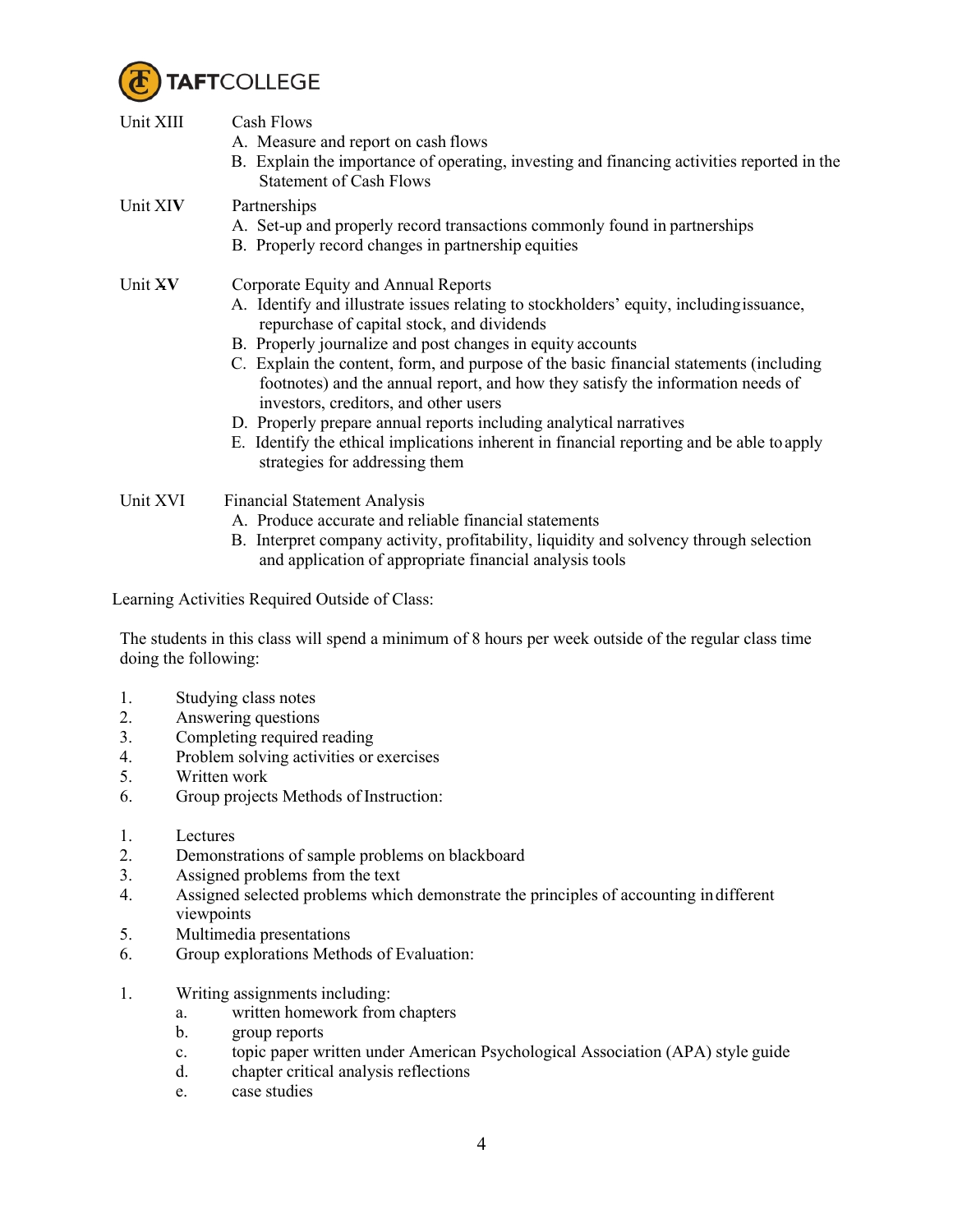Unit XIII Cash Flows

A. Measure and report on cash flows
B. Explain the importance of operating, investing and financing activities reported in the Statement of Cash Flows

Unit XIV Partnerships

A. Set-up and properly record transactions commonly found in partnerships
B. Properly record changes in partnership equities

Unit XV Corporate Equity and Annual Reports

A. Identify and illustrate issues relating to stockholders' equity, including issuance, repurchase of capital stock, and dividends
B. Properly journalize and post changes in equity accounts
C. Explain the content, form, and purpose of the basic financial statements (including footnotes) and the annual report, and how they satisfy the information needs of investors, creditors, and other users
D. Properly prepare annual reports including analytical narratives
E. Identify the ethical implications inherent in financial reporting and be able to apply strategies for addressing them

Unit XVI Financial Statement Analysis

A. Produce accurate and reliable financial statements
B. Interpret company activity, profitability, liquidity and solvency through selection and application of appropriate financial analysis tools

Learning Activities Required Outside of Class:

The students in this class will spend a minimum of 8 hours per week outside of the regular class time doing the following:

1. Studying class notes
2. Answering questions
3. Completing required reading
4. Problem solving activities or exercises
5. Written work
6. Group projects Methods of Instruction:

1. Lectures
2. Demonstrations of sample problems on blackboard
3. Assigned problems from the text
4. Assigned selected problems which demonstrate the principles of accounting in different viewpoints
5. Multimedia presentations
6. Group explorations Methods of Evaluation:

1. Writing assignments including:
   a. written homework from chapters
   b. group reports
   c. topic paper written under American Psychological Association (APA) style guide
   d. chapter critical analysis reflections
   e. case studies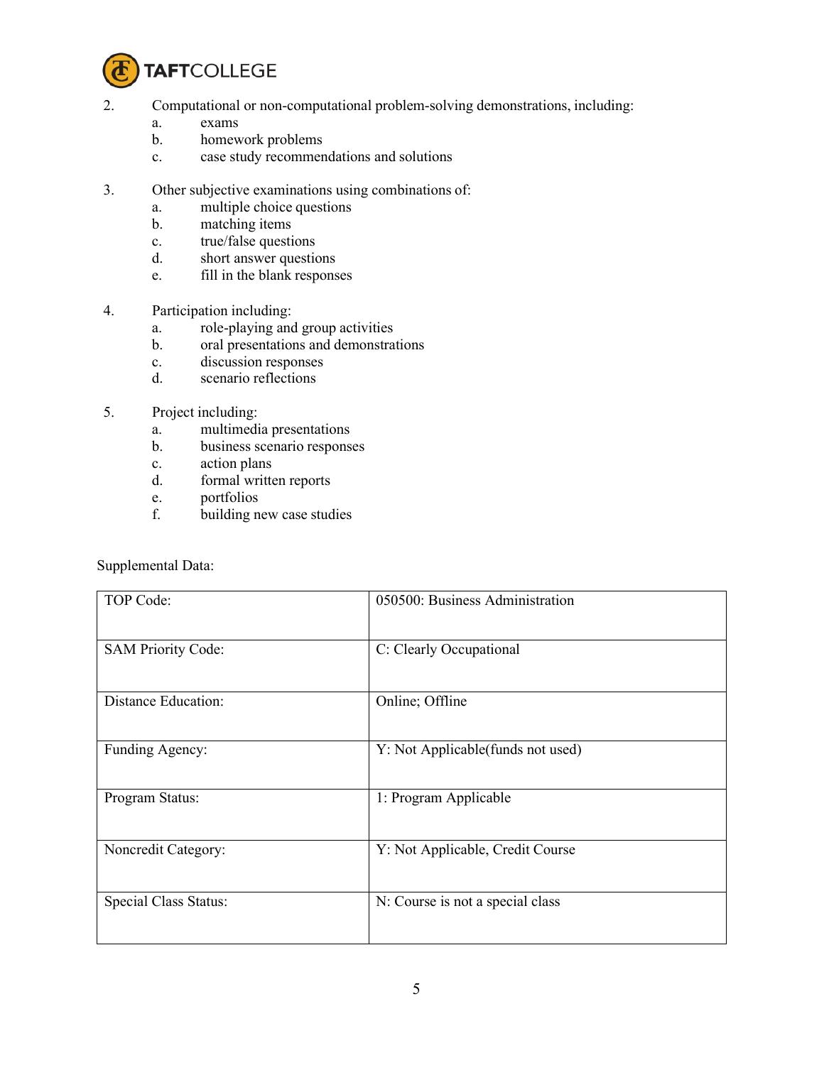2. Computational or non-computational problem-solving demonstrations, including:
    a. exams
    b. homework problems
    c. case study recommendations and solutions

3. Other subjective examinations using combinations of:
    a. multiple choice questions
    b. matching items
    c. true/false questions
    d. short answer questions
    e. fill in the blank responses

4. Participation including:
    a. role-playing and group activities
    b. oral presentations and demonstrations
    c. discussion responses
    d. scenario reflections

5. Project including:
    a. multimedia presentations
    b. business scenario responses
    c. action plans
    d. formal written reports
    e. portfolios
    f. building new case studies

Supplemental Data:

| | |
|---|---|
| TOP Code: | 050500: Business Administration |
| SAM Priority Code: | C: Clearly Occupational |
| Distance Education: | Online; Offline |
| Funding Agency: | Y: Not Applicable(funds not used) |
| Program Status: | 1: Program Applicable |
| Noncredit Category: | Y: Not Applicable, Credit Course |
| Special Class Status: | N: Course is not a special class |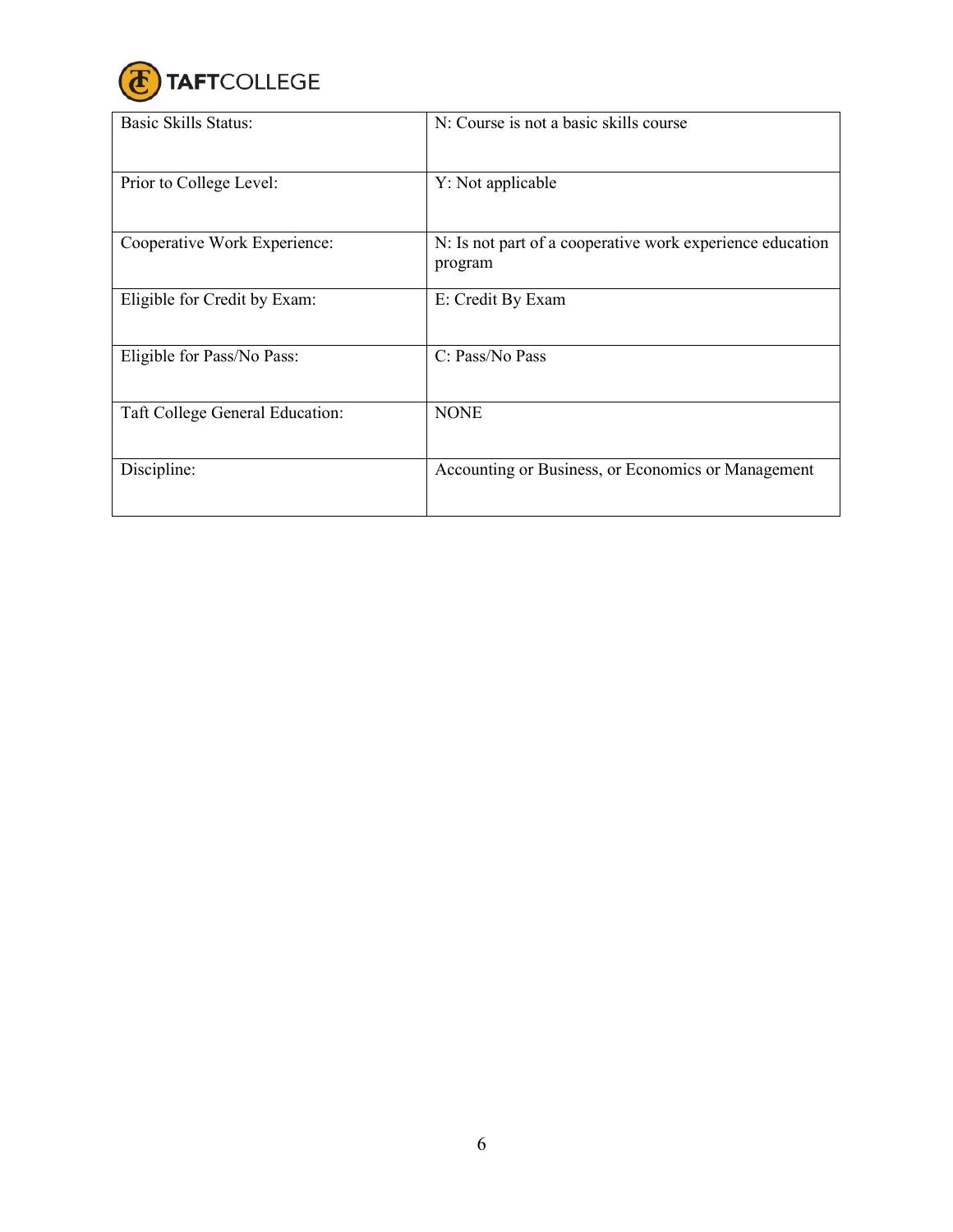| | |
|---|---|
| Basic Skills Status: | N: Course is not a basic skills course |
| Prior to College Level: | Y: Not applicable |
| Cooperative Work Experience: | N: Is not part of a cooperative work experience education program |
| Eligible for Credit by Exam: | E: Credit By Exam |
| Eligible for Pass/No Pass: | C: Pass/No Pass |
| Taft College General Education: | NONE |
| Discipline: | Accounting or Business, or Economics or Management |